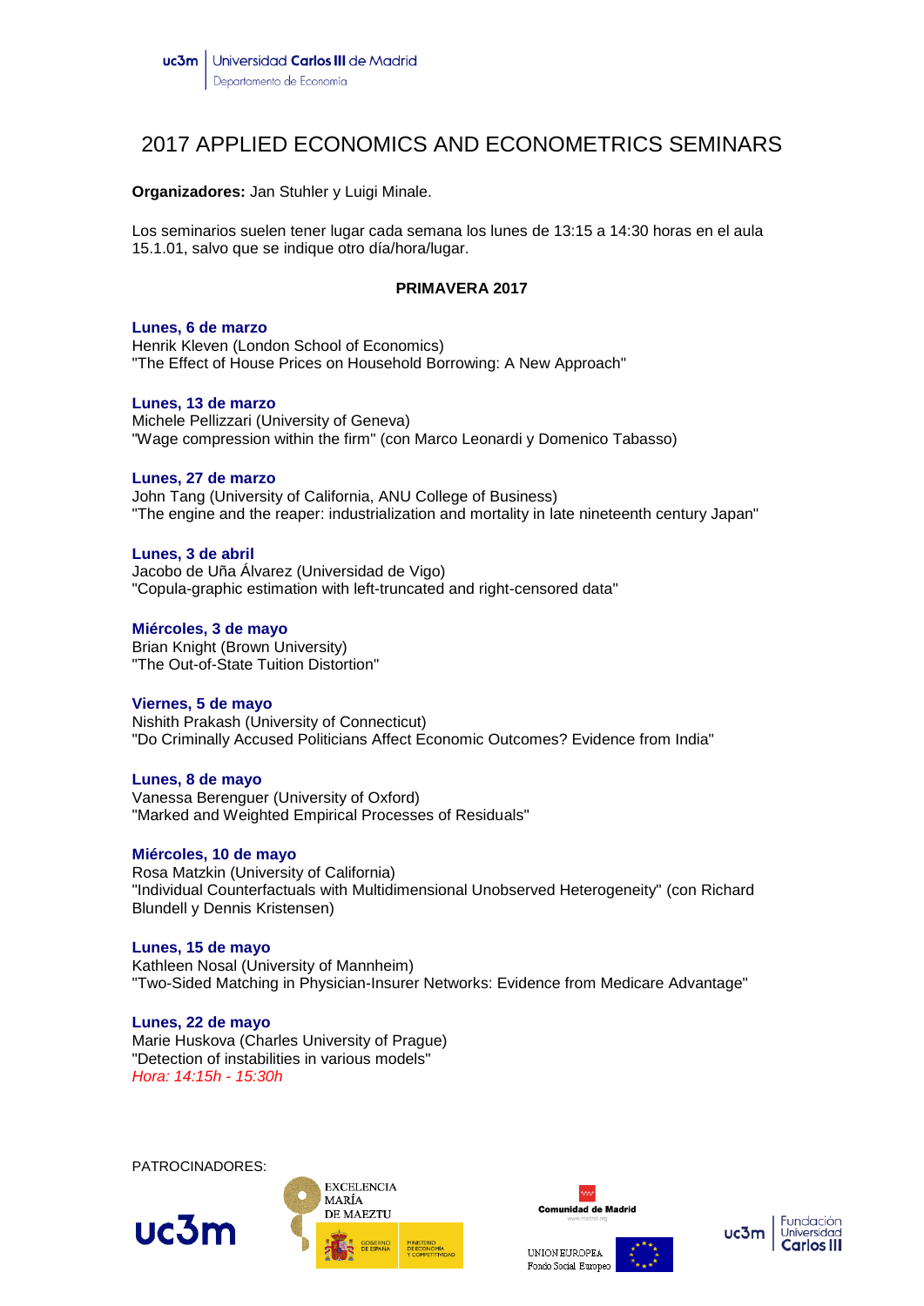uc3m | Universidad Carlos III de Madrid
Departamento de Economía

# 2017 APPLIED ECONOMICS AND ECONOMETRICS SEMINARS

**Organizadores:** Jan Stuhler y Luigi Minale.

Los seminarios suelen tener lugar cada semana los lunes de 13:15 a 14:30 horas en el aula 15.1.01, salvo que se indique otro día/hora/lugar.

## PRIMAVERA 2017

**Lunes, 6 de marzo**
Henrik Kleven (London School of Economics)
"The Effect of House Prices on Household Borrowing: A New Approach"

**Lunes, 13 de marzo**
Michele Pellizzari (University of Geneva)
"Wage compression within the firm" (con Marco Leonardi y Domenico Tabasso)

**Lunes, 27 de marzo**
John Tang (University of California, ANU College of Business)
"The engine and the reaper: industrialization and mortality in late nineteenth century Japan"

**Lunes, 3 de abril**
Jacobo de Uña Álvarez (Universidad de Vigo)
"Copula-graphic estimation with left-truncated and right-censored data"

**Miércoles, 3 de mayo**
Brian Knight (Brown University)
"The Out-of-State Tuition Distortion"

**Viernes, 5 de mayo**
Nishith Prakash (University of Connecticut)
"Do Criminally Accused Politicians Affect Economic Outcomes? Evidence from India"

**Lunes, 8 de mayo**
Vanessa Berenguer (University of Oxford)
"Marked and Weighted Empirical Processes of Residuals"

**Miércoles, 10 de mayo**
Rosa Matzkin (University of California)
"Individual Counterfactuals with Multidimensional Unobserved Heterogeneity" (con Richard Blundell y Dennis Kristensen)

**Lunes, 15 de mayo**
Kathleen Nosal (University of Mannheim)
"Two-Sided Matching in Physician-Insurer Networks: Evidence from Medicare Advantage"

**Lunes, 22 de mayo**
Marie Huskova (Charles University of Prague)
"Detection of instabilities in various models"
*Hora: 14:15h - 15:30h*

PATROCINADORES:

uc3m — EXCELENCIA MARÍA DE MAEZTU — GOBIERNO DE ESPAÑA, MINISTERIO DE ECONOMÍA Y COMPETITIVIDAD — Comunidad de Madrid — UNION EUROPEA Fondo Social Europeo — uc3m Fundación Universidad Carlos III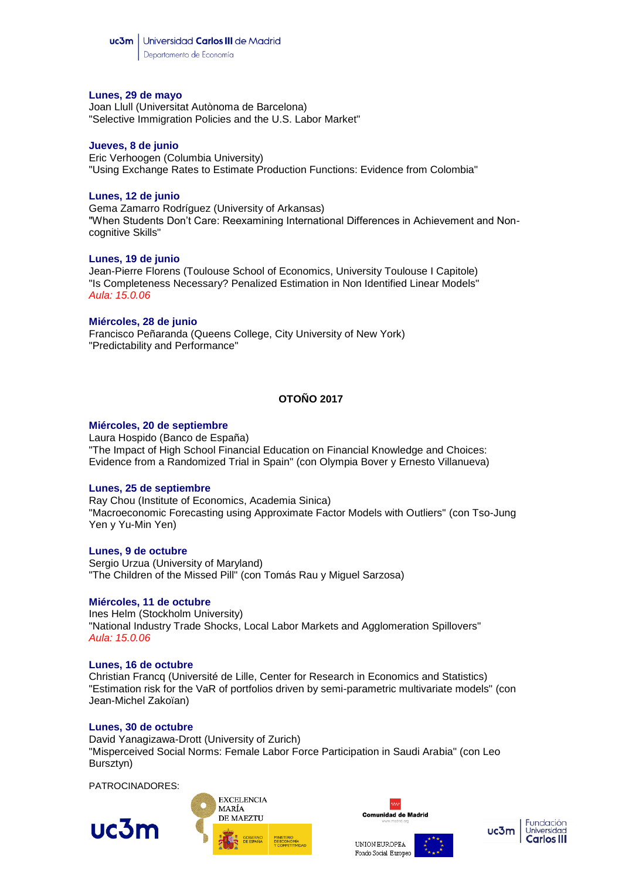**Lunes, 29 de mayo**
Joan Llull (Universitat Autònoma de Barcelona)
"Selective Immigration Policies and the U.S. Labor Market"

**Jueves, 8 de junio**
Eric Verhoogen (Columbia University)
"Using Exchange Rates to Estimate Production Functions: Evidence from Colombia"

**Lunes, 12 de junio**
Gema Zamarro Rodríguez (University of Arkansas)
"When Students Don't Care: Reexamining International Differences in Achievement and Non-cognitive Skills"

**Lunes, 19 de junio**
Jean-Pierre Florens (Toulouse School of Economics, University Toulouse I Capitole)
"Is Completeness Necessary? Penalized Estimation in Non Identified Linear Models"
*Aula: 15.0.06*

**Miércoles, 28 de junio**
Francisco Peñaranda (Queens College, City University of New York)
"Predictability and Performance"

## OTOÑO 2017

**Miércoles, 20 de septiembre**
Laura Hospido (Banco de España)
"The Impact of High School Financial Education on Financial Knowledge and Choices: Evidence from a Randomized Trial in Spain" (con Olympia Bover y Ernesto Villanueva)

**Lunes, 25 de septiembre**
Ray Chou (Institute of Economics, Academia Sinica)
"Macroeconomic Forecasting using Approximate Factor Models with Outliers" (con Tso-Jung Yen y Yu-Min Yen)

**Lunes, 9 de octubre**
Sergio Urzua (University of Maryland)
"The Children of the Missed Pill" (con Tomás Rau y Miguel Sarzosa)

**Miércoles, 11 de octubre**
Ines Helm (Stockholm University)
"National Industry Trade Shocks, Local Labor Markets and Agglomeration Spillovers"
*Aula: 15.0.06*

**Lunes, 16 de octubre**
Christian Francq (Université de Lille, Center for Research in Economics and Statistics)
"Estimation risk for the VaR of portfolios driven by semi-parametric multivariate models" (con Jean-Michel Zakoïan)

**Lunes, 30 de octubre**
David Yanagizawa-Drott (University of Zurich)
"Misperceived Social Norms: Female Labor Force Participation in Saudi Arabia" (con Leo Bursztyn)

PATROCINADORES: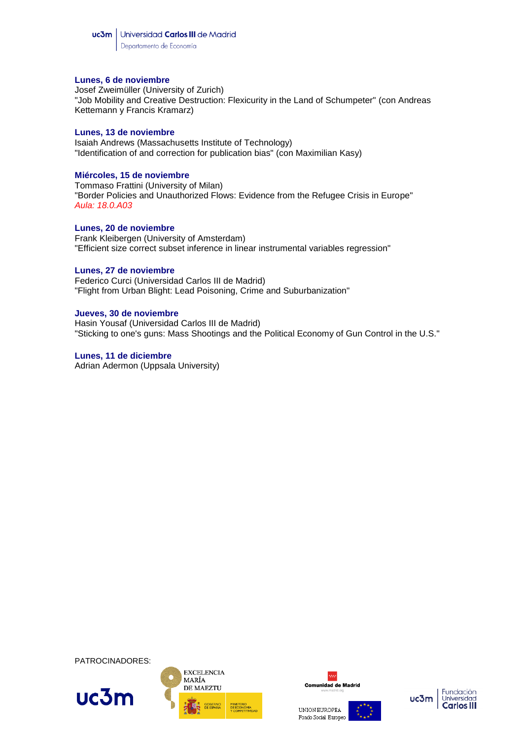**Lunes, 6 de noviembre**
Josef Zweimüller (University of Zurich)
"Job Mobility and Creative Destruction: Flexicurity in the Land of Schumpeter" (con Andreas Kettemann y Francis Kramarz)

**Lunes, 13 de noviembre**
Isaiah Andrews (Massachusetts Institute of Technology)
"Identification of and correction for publication bias" (con Maximilian Kasy)

**Miércoles, 15 de noviembre**
Tommaso Frattini (University of Milan)
"Border Policies and Unauthorized Flows: Evidence from the Refugee Crisis in Europe"
*Aula: 18.0.A03*

**Lunes, 20 de noviembre**
Frank Kleibergen (University of Amsterdam)
"Efficient size correct subset inference in linear instrumental variables regression"

**Lunes, 27 de noviembre**
Federico Curci (Universidad Carlos III de Madrid)
"Flight from Urban Blight: Lead Poisoning, Crime and Suburbanization"

**Jueves, 30 de noviembre**
Hasin Yousaf (Universidad Carlos III de Madrid)
"Sticking to one's guns: Mass Shootings and the Political Economy of Gun Control in the U.S."

**Lunes, 11 de diciembre**
Adrian Adermon (Uppsala University)

PATROCINADORES: